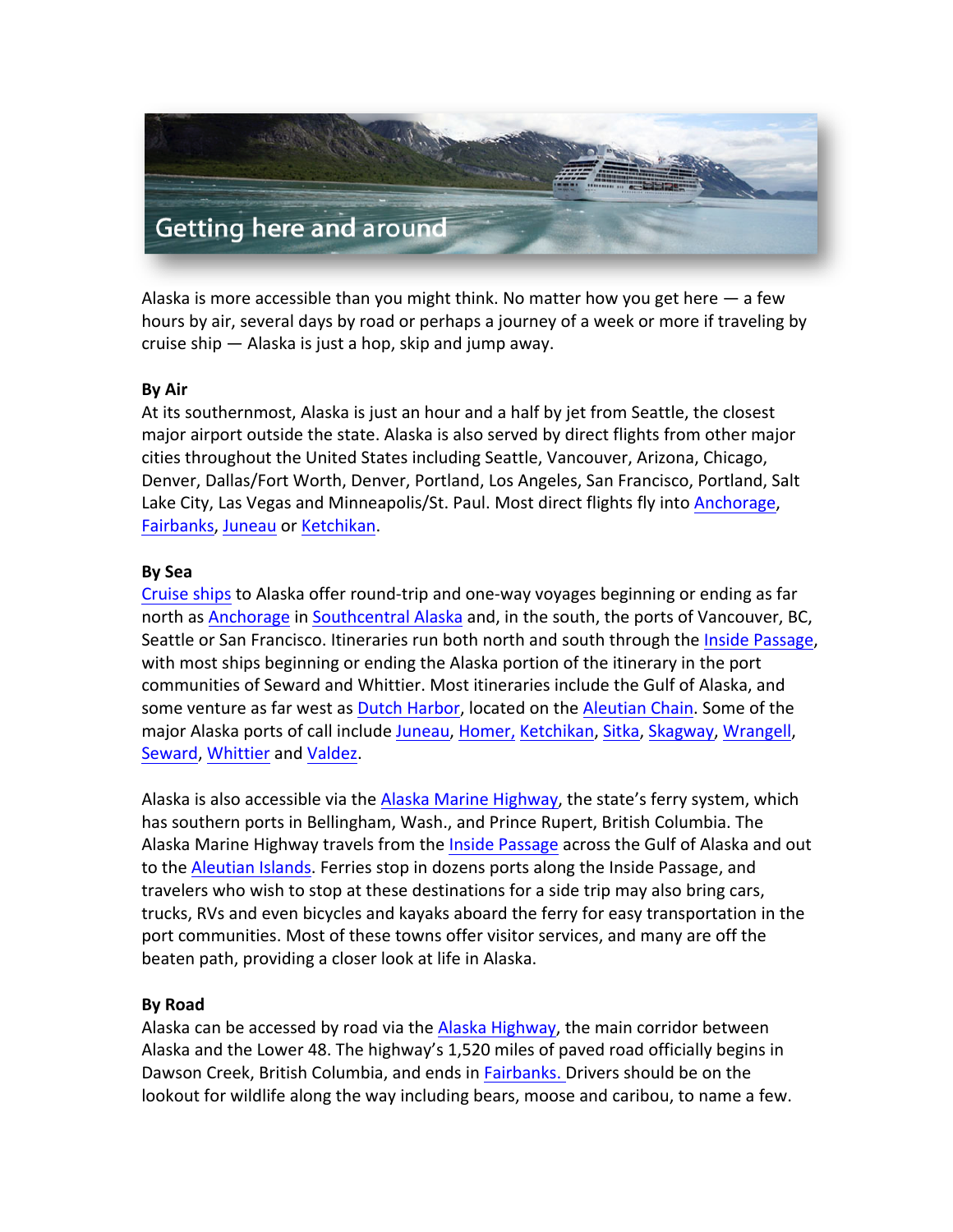# Getting here and around

Alaska is more accessible than you might think. No matter how you get here — a few hours by air, several days by road or perhaps a journey of a week or more if traveling by cruise ship — Alaska is just a hop, skip and jump away.

**By Air**
At its southernmost, Alaska is just an hour and a half by jet from Seattle, the closest major airport outside the state. Alaska is also served by direct flights from other major cities throughout the United States including Seattle, Vancouver, Arizona, Chicago, Denver, Dallas/Fort Worth, Denver, Portland, Los Angeles, San Francisco, Portland, Salt Lake City, Las Vegas and Minneapolis/St. Paul. Most direct flights fly into Anchorage, Fairbanks, Juneau or Ketchikan.

**By Sea**
Cruise ships to Alaska offer round-trip and one-way voyages beginning or ending as far north as Anchorage in Southcentral Alaska and, in the south, the ports of Vancouver, BC, Seattle or San Francisco. Itineraries run both north and south through the Inside Passage, with most ships beginning or ending the Alaska portion of the itinerary in the port communities of Seward and Whittier. Most itineraries include the Gulf of Alaska, and some venture as far west as Dutch Harbor, located on the Aleutian Chain. Some of the major Alaska ports of call include Juneau, Homer, Ketchikan, Sitka, Skagway, Wrangell, Seward, Whittier and Valdez.

Alaska is also accessible via the Alaska Marine Highway, the state's ferry system, which has southern ports in Bellingham, Wash., and Prince Rupert, British Columbia. The Alaska Marine Highway travels from the Inside Passage across the Gulf of Alaska and out to the Aleutian Islands. Ferries stop in dozens ports along the Inside Passage, and travelers who wish to stop at these destinations for a side trip may also bring cars, trucks, RVs and even bicycles and kayaks aboard the ferry for easy transportation in the port communities. Most of these towns offer visitor services, and many are off the beaten path, providing a closer look at life in Alaska.

**By Road**
Alaska can be accessed by road via the Alaska Highway, the main corridor between Alaska and the Lower 48. The highway's 1,520 miles of paved road officially begins in Dawson Creek, British Columbia, and ends in Fairbanks. Drivers should be on the lookout for wildlife along the way including bears, moose and caribou, to name a few.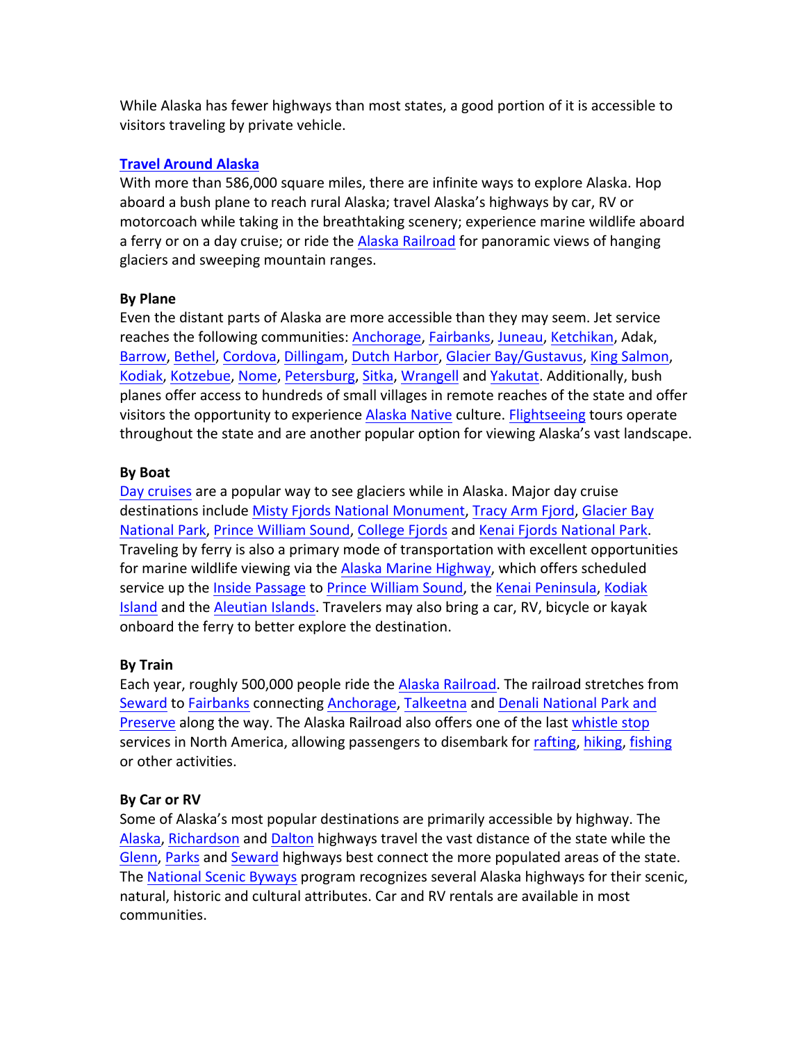While Alaska has fewer highways than most states, a good portion of it is accessible to visitors traveling by private vehicle.

**Travel Around Alaska**

With more than 586,000 square miles, there are infinite ways to explore Alaska. Hop aboard a bush plane to reach rural Alaska; travel Alaska's highways by car, RV or motorcoach while taking in the breathtaking scenery; experience marine wildlife aboard a ferry or on a day cruise; or ride the Alaska Railroad for panoramic views of hanging glaciers and sweeping mountain ranges.

**By Plane**

Even the distant parts of Alaska are more accessible than they may seem. Jet service reaches the following communities: Anchorage, Fairbanks, Juneau, Ketchikan, Adak, Barrow, Bethel, Cordova, Dillingam, Dutch Harbor, Glacier Bay/Gustavus, King Salmon, Kodiak, Kotzebue, Nome, Petersburg, Sitka, Wrangell and Yakutat. Additionally, bush planes offer access to hundreds of small villages in remote reaches of the state and offer visitors the opportunity to experience Alaska Native culture. Flightseeing tours operate throughout the state and are another popular option for viewing Alaska's vast landscape.

**By Boat**

Day cruises are a popular way to see glaciers while in Alaska. Major day cruise destinations include Misty Fjords National Monument, Tracy Arm Fjord, Glacier Bay National Park, Prince William Sound, College Fjords and Kenai Fjords National Park. Traveling by ferry is also a primary mode of transportation with excellent opportunities for marine wildlife viewing via the Alaska Marine Highway, which offers scheduled service up the Inside Passage to Prince William Sound, the Kenai Peninsula, Kodiak Island and the Aleutian Islands. Travelers may also bring a car, RV, bicycle or kayak onboard the ferry to better explore the destination.

**By Train**

Each year, roughly 500,000 people ride the Alaska Railroad. The railroad stretches from Seward to Fairbanks connecting Anchorage, Talkeetna and Denali National Park and Preserve along the way. The Alaska Railroad also offers one of the last whistle stop services in North America, allowing passengers to disembark for rafting, hiking, fishing or other activities.

**By Car or RV**

Some of Alaska's most popular destinations are primarily accessible by highway. The Alaska, Richardson and Dalton highways travel the vast distance of the state while the Glenn, Parks and Seward highways best connect the more populated areas of the state. The National Scenic Byways program recognizes several Alaska highways for their scenic, natural, historic and cultural attributes. Car and RV rentals are available in most communities.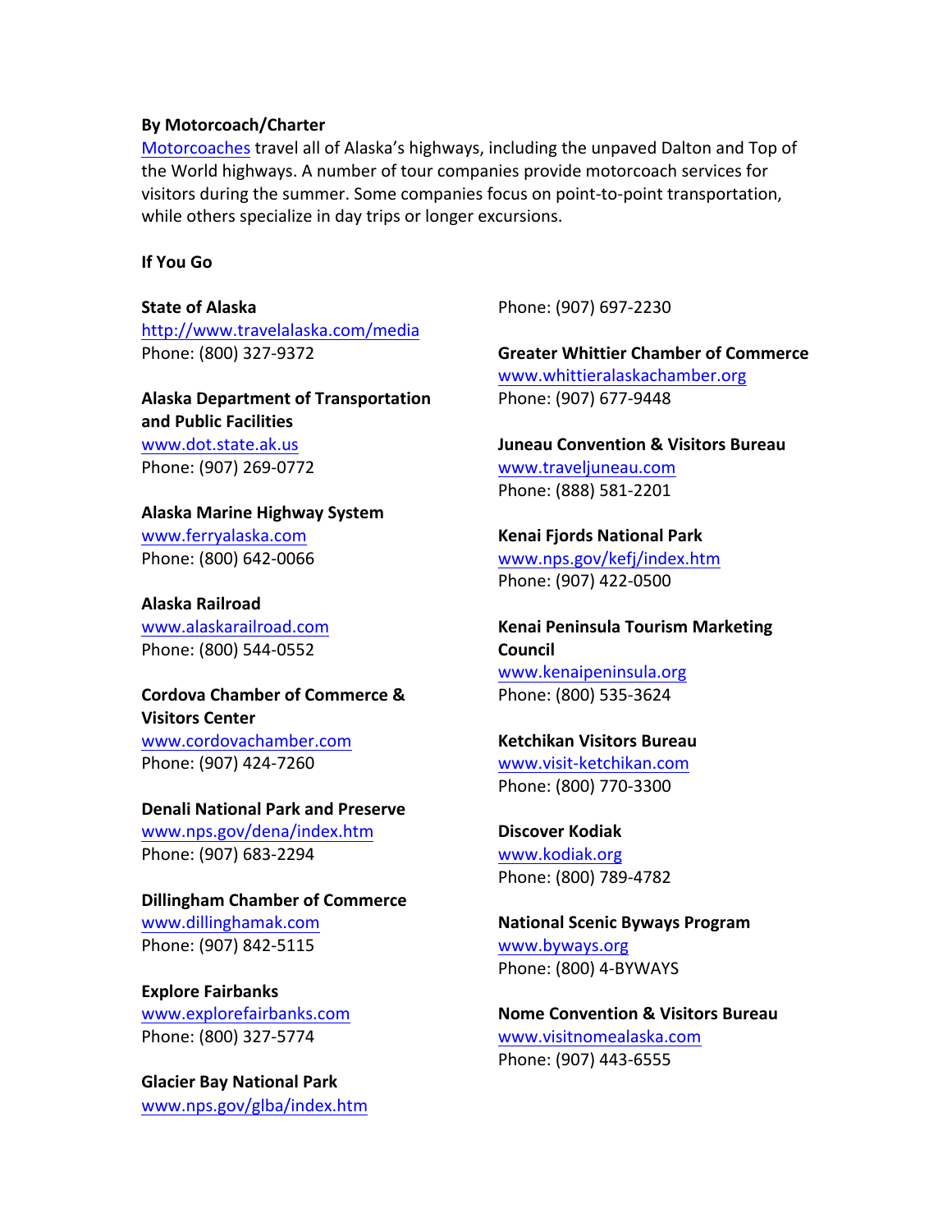**By Motorcoach/Charter**

Motorcoaches travel all of Alaska's highways, including the unpaved Dalton and Top of the World highways. A number of tour companies provide motorcoach services for visitors during the summer. Some companies focus on point-to-point transportation, while others specialize in day trips or longer excursions.

**If You Go**

**State of Alaska**
http://www.travelalaska.com/media
Phone: (800) 327-9372

**Alaska Department of Transportation and Public Facilities**
www.dot.state.ak.us
Phone: (907) 269-0772

**Alaska Marine Highway System**
www.ferryalaska.com
Phone: (800) 642-0066

**Alaska Railroad**
www.alaskarailroad.com
Phone: (800) 544-0552

**Cordova Chamber of Commerce & Visitors Center**
www.cordovachamber.com
Phone: (907) 424-7260

**Denali National Park and Preserve**
www.nps.gov/dena/index.htm
Phone: (907) 683-2294

**Dillingham Chamber of Commerce**
www.dillinghamak.com
Phone: (907) 842-5115

**Explore Fairbanks**
www.explorefairbanks.com
Phone: (800) 327-5774

**Glacier Bay National Park**
www.nps.gov/glba/index.htm
Phone: (907) 697-2230

**Greater Whittier Chamber of Commerce**
www.whittieralaskachamber.org
Phone: (907) 677-9448

**Juneau Convention & Visitors Bureau**
www.traveljuneau.com
Phone: (888) 581-2201

**Kenai Fjords National Park**
www.nps.gov/kefj/index.htm
Phone: (907) 422-0500

**Kenai Peninsula Tourism Marketing Council**
www.kenaipeninsula.org
Phone: (800) 535-3624

**Ketchikan Visitors Bureau**
www.visit-ketchikan.com
Phone: (800) 770-3300

**Discover Kodiak**
www.kodiak.org
Phone: (800) 789-4782

**National Scenic Byways Program**
www.byways.org
Phone: (800) 4-BYWAYS

**Nome Convention & Visitors Bureau**
www.visitnomealaska.com
Phone: (907) 443-6555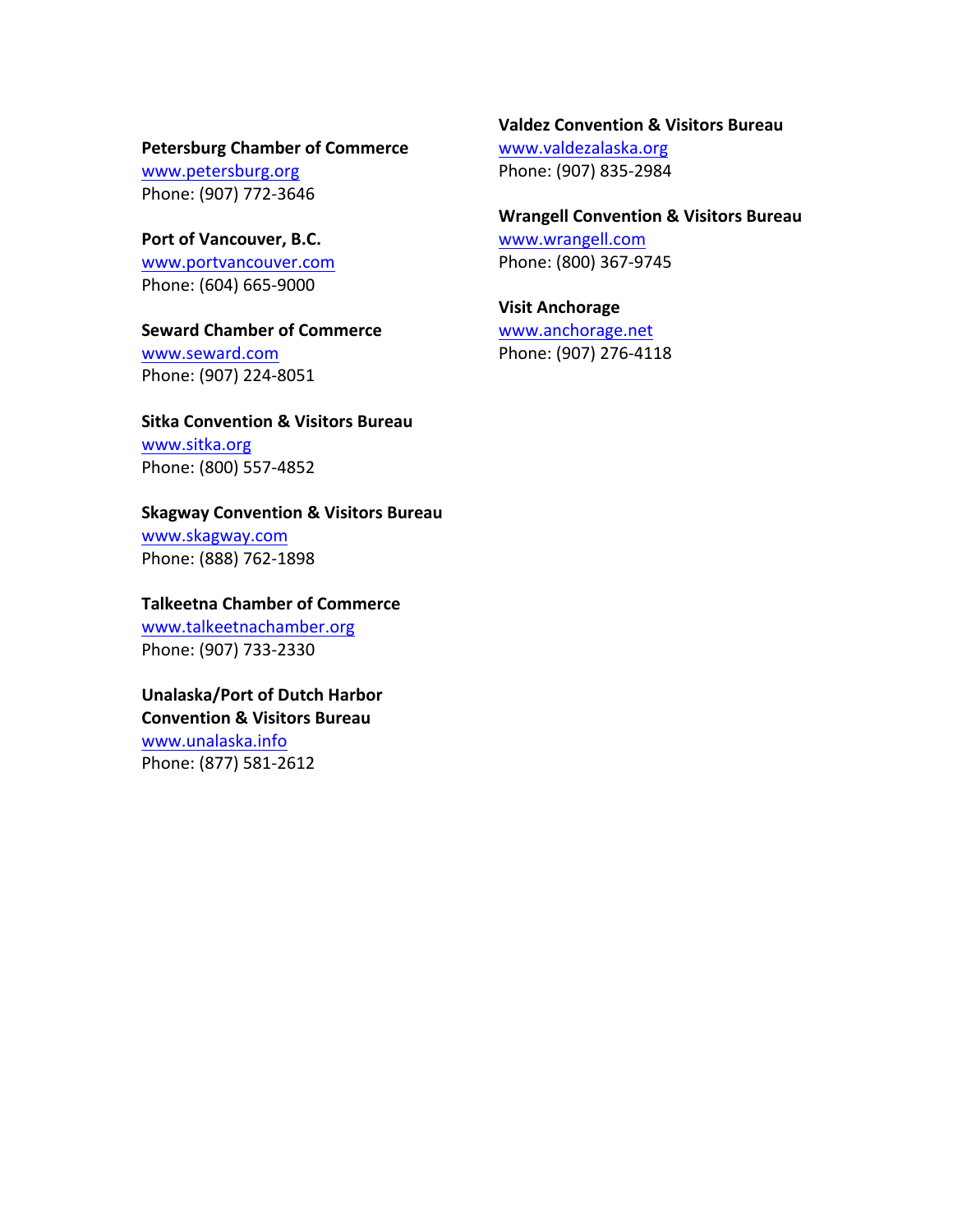**Petersburg Chamber of Commerce**
www.petersburg.org
Phone: (907) 772-3646

**Port of Vancouver, B.C.**
www.portvancouver.com
Phone: (604) 665-9000

**Seward Chamber of Commerce**
www.seward.com
Phone: (907) 224-8051

**Sitka Convention & Visitors Bureau**
www.sitka.org
Phone: (800) 557-4852

**Skagway Convention & Visitors Bureau**
www.skagway.com
Phone: (888) 762-1898

**Talkeetna Chamber of Commerce**
www.talkeetnachamber.org
Phone: (907) 733-2330

**Unalaska/Port of Dutch Harbor Convention & Visitors Bureau**
www.unalaska.info
Phone: (877) 581-2612

**Valdez Convention & Visitors Bureau**
www.valdezalaska.org
Phone: (907) 835-2984

**Wrangell Convention & Visitors Bureau**
www.wrangell.com
Phone: (800) 367-9745

**Visit Anchorage**
www.anchorage.net
Phone: (907) 276-4118